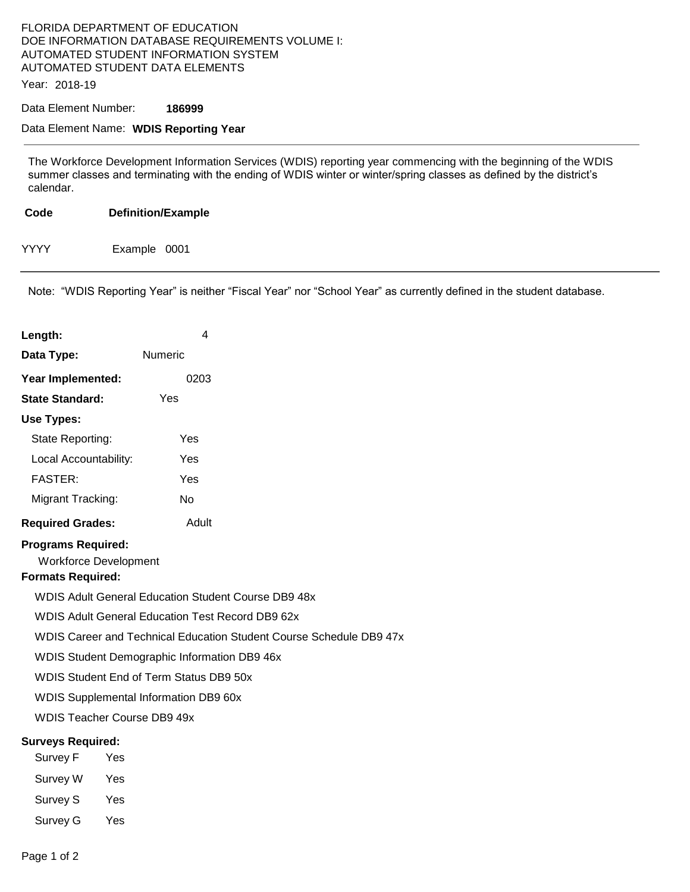FLORIDA DEPARTMENT OF EDUCATION
DOE INFORMATION DATABASE REQUIREMENTS VOLUME I:
AUTOMATED STUDENT INFORMATION SYSTEM
AUTOMATED STUDENT DATA ELEMENTS

Year: 2018-19

Data Element Number: **186999**

Data Element Name: **WDIS Reporting Year**

---

The Workforce Development Information Services (WDIS) reporting year commencing with the beginning of the WDIS summer classes and terminating with the ending of WDIS winter or winter/spring classes as defined by the district's calendar.

| Code | Definition/Example |
|---|---|
| YYYY | Example 0001 |

---

Note: "WDIS Reporting Year" is neither "Fiscal Year" nor "School Year" as currently defined in the student database.

**Length:** 4

**Data Type:** Numeric

**Year Implemented:** 0203

**State Standard:** Yes

**Use Types:**

- State Reporting: Yes
- Local Accountability: Yes
- FASTER: Yes
- Migrant Tracking: No

**Required Grades:** Adult

**Programs Required:**

Workforce Development

**Formats Required:**

- WDIS Adult General Education Student Course DB9 48x
- WDIS Adult General Education Test Record DB9 62x
- WDIS Career and Technical Education Student Course Schedule DB9 47x
- WDIS Student Demographic Information DB9 46x
- WDIS Student End of Term Status DB9 50x
- WDIS Supplemental Information DB9 60x
- WDIS Teacher Course DB9 49x

**Surveys Required:**

- Survey F Yes
- Survey W Yes
- Survey S Yes
- Survey G Yes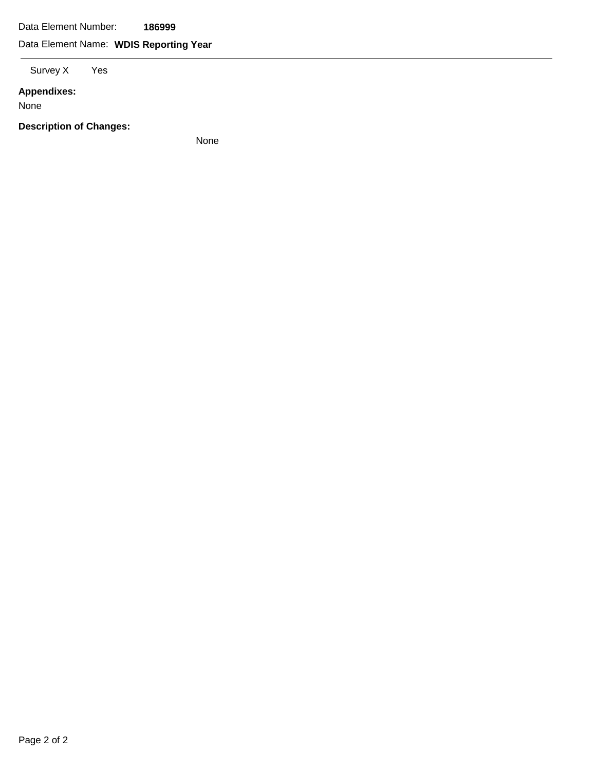Data Element Number: **186999**

Data Element Name: **WDIS Reporting Year**

---

Survey X Yes

**Appendixes:**

None

**Description of Changes:**

None